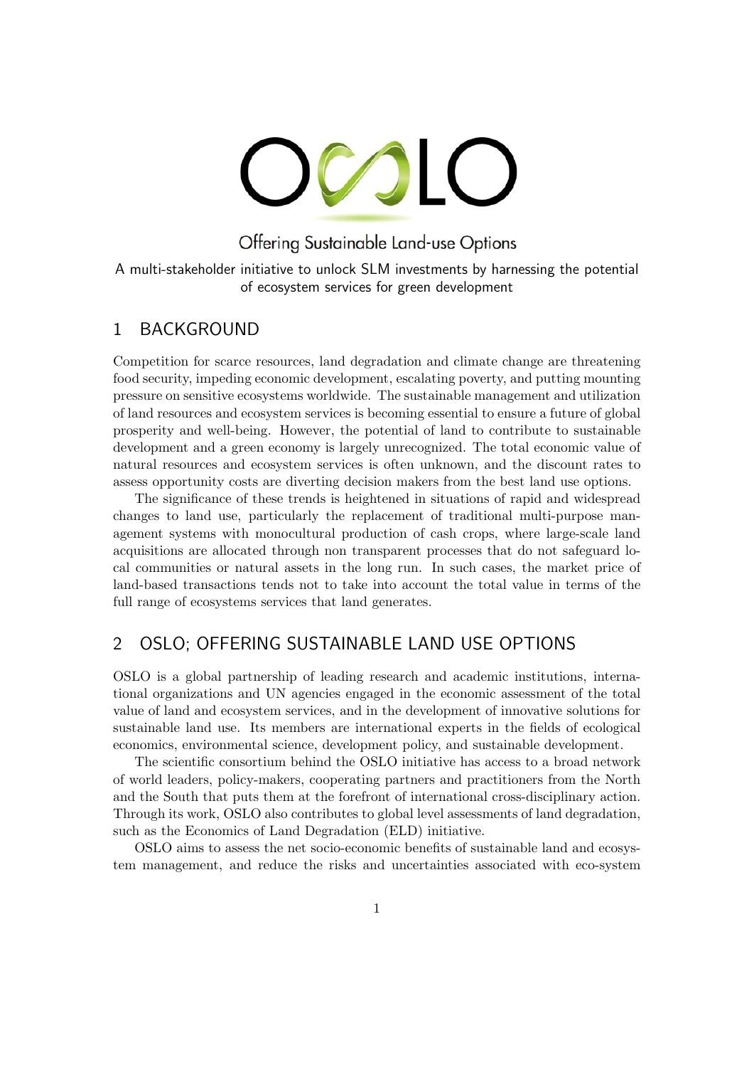# OSLO

Offering Sustainable Land-use Options

A multi-stakeholder initiative to unlock SLM investments by harnessing the potential of ecosystem services for green development

## 1 BACKGROUND

Competition for scarce resources, land degradation and climate change are threatening food security, impeding economic development, escalating poverty, and putting mounting pressure on sensitive ecosystems worldwide. The sustainable management and utilization of land resources and ecosystem services is becoming essential to ensure a future of global prosperity and well-being. However, the potential of land to contribute to sustainable development and a green economy is largely unrecognized. The total economic value of natural resources and ecosystem services is often unknown, and the discount rates to assess opportunity costs are diverting decision makers from the best land use options.

The significance of these trends is heightened in situations of rapid and widespread changes to land use, particularly the replacement of traditional multi-purpose management systems with monocultural production of cash crops, where large-scale land acquisitions are allocated through non transparent processes that do not safeguard local communities or natural assets in the long run. In such cases, the market price of land-based transactions tends not to take into account the total value in terms of the full range of ecosystems services that land generates.

## 2 OSLO; OFFERING SUSTAINABLE LAND USE OPTIONS

OSLO is a global partnership of leading research and academic institutions, international organizations and UN agencies engaged in the economic assessment of the total value of land and ecosystem services, and in the development of innovative solutions for sustainable land use. Its members are international experts in the fields of ecological economics, environmental science, development policy, and sustainable development.

The scientific consortium behind the OSLO initiative has access to a broad network of world leaders, policy-makers, cooperating partners and practitioners from the North and the South that puts them at the forefront of international cross-disciplinary action. Through its work, OSLO also contributes to global level assessments of land degradation, such as the Economics of Land Degradation (ELD) initiative.

OSLO aims to assess the net socio-economic benefits of sustainable land and ecosystem management, and reduce the risks and uncertainties associated with eco-system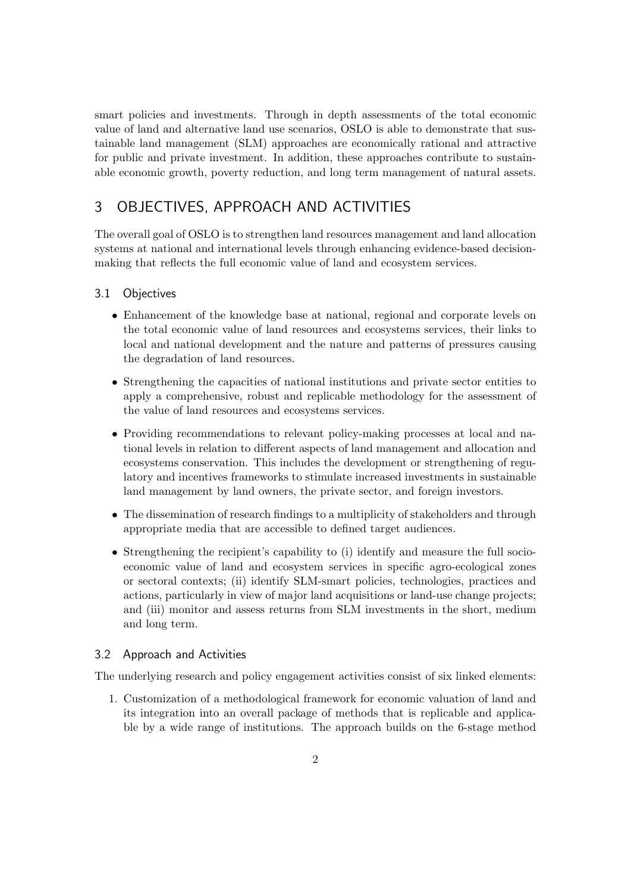smart policies and investments. Through in depth assessments of the total economic value of land and alternative land use scenarios, OSLO is able to demonstrate that sustainable land management (SLM) approaches are economically rational and attractive for public and private investment. In addition, these approaches contribute to sustainable economic growth, poverty reduction, and long term management of natural assets.

## 3 OBJECTIVES, APPROACH AND ACTIVITIES

The overall goal of OSLO is to strengthen land resources management and land allocation systems at national and international levels through enhancing evidence-based decision-making that reflects the full economic value of land and ecosystem services.

### 3.1 Objectives

- Enhancement of the knowledge base at national, regional and corporate levels on the total economic value of land resources and ecosystems services, their links to local and national development and the nature and patterns of pressures causing the degradation of land resources.
- Strengthening the capacities of national institutions and private sector entities to apply a comprehensive, robust and replicable methodology for the assessment of the value of land resources and ecosystems services.
- Providing recommendations to relevant policy-making processes at local and national levels in relation to different aspects of land management and allocation and ecosystems conservation. This includes the development or strengthening of regulatory and incentives frameworks to stimulate increased investments in sustainable land management by land owners, the private sector, and foreign investors.
- The dissemination of research findings to a multiplicity of stakeholders and through appropriate media that are accessible to defined target audiences.
- Strengthening the recipient's capability to (i) identify and measure the full socio-economic value of land and ecosystem services in specific agro-ecological zones or sectoral contexts; (ii) identify SLM-smart policies, technologies, practices and actions, particularly in view of major land acquisitions or land-use change projects; and (iii) monitor and assess returns from SLM investments in the short, medium and long term.

### 3.2 Approach and Activities

The underlying research and policy engagement activities consist of six linked elements:

1. Customization of a methodological framework for economic valuation of land and its integration into an overall package of methods that is replicable and applicable by a wide range of institutions. The approach builds on the 6-stage method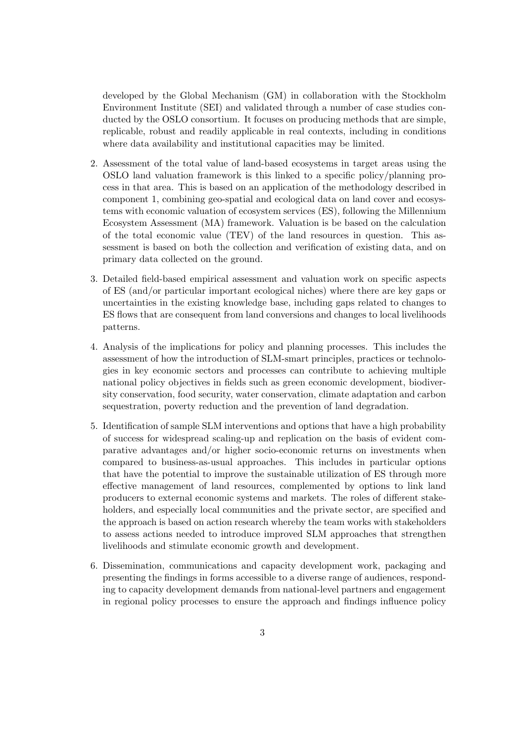developed by the Global Mechanism (GM) in collaboration with the Stockholm Environment Institute (SEI) and validated through a number of case studies conducted by the OSLO consortium. It focuses on producing methods that are simple, replicable, robust and readily applicable in real contexts, including in conditions where data availability and institutional capacities may be limited.

2. Assessment of the total value of land-based ecosystems in target areas using the OSLO land valuation framework is this linked to a specific policy/planning process in that area. This is based on an application of the methodology described in component 1, combining geo-spatial and ecological data on land cover and ecosystems with economic valuation of ecosystem services (ES), following the Millennium Ecosystem Assessment (MA) framework. Valuation is be based on the calculation of the total economic value (TEV) of the land resources in question. This assessment is based on both the collection and verification of existing data, and on primary data collected on the ground.

3. Detailed field-based empirical assessment and valuation work on specific aspects of ES (and/or particular important ecological niches) where there are key gaps or uncertainties in the existing knowledge base, including gaps related to changes to ES flows that are consequent from land conversions and changes to local livelihoods patterns.

4. Analysis of the implications for policy and planning processes. This includes the assessment of how the introduction of SLM-smart principles, practices or technologies in key economic sectors and processes can contribute to achieving multiple national policy objectives in fields such as green economic development, biodiversity conservation, food security, water conservation, climate adaptation and carbon sequestration, poverty reduction and the prevention of land degradation.

5. Identification of sample SLM interventions and options that have a high probability of success for widespread scaling-up and replication on the basis of evident comparative advantages and/or higher socio-economic returns on investments when compared to business-as-usual approaches. This includes in particular options that have the potential to improve the sustainable utilization of ES through more effective management of land resources, complemented by options to link land producers to external economic systems and markets. The roles of different stakeholders, and especially local communities and the private sector, are specified and the approach is based on action research whereby the team works with stakeholders to assess actions needed to introduce improved SLM approaches that strengthen livelihoods and stimulate economic growth and development.

6. Dissemination, communications and capacity development work, packaging and presenting the findings in forms accessible to a diverse range of audiences, responding to capacity development demands from national-level partners and engagement in regional policy processes to ensure the approach and findings influence policy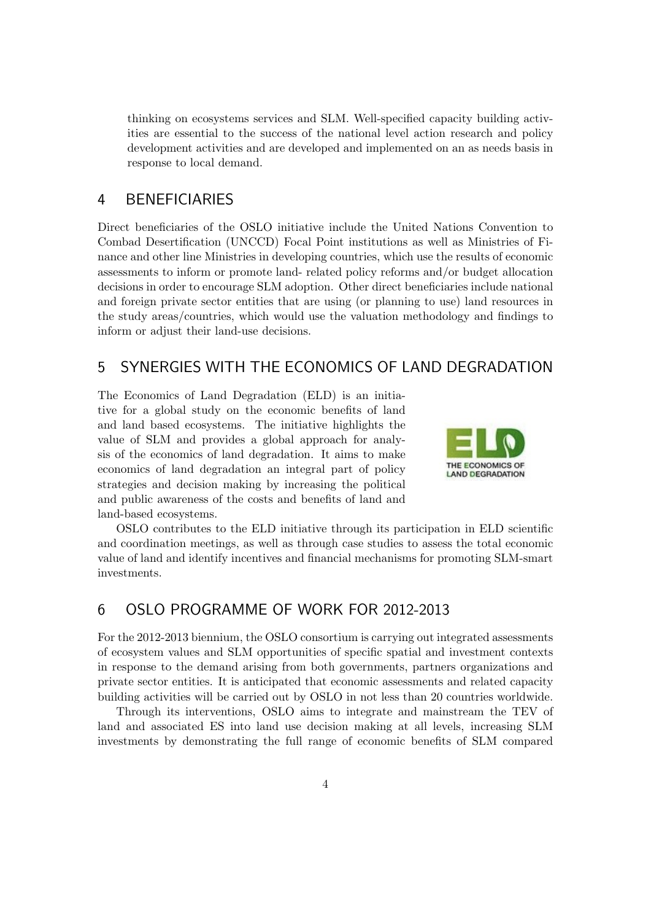thinking on ecosystems services and SLM. Well-specified capacity building activities are essential to the success of the national level action research and policy development activities and are developed and implemented on an as needs basis in response to local demand.

## 4 BENEFICIARIES

Direct beneficiaries of the OSLO initiative include the United Nations Convention to Combad Desertification (UNCCD) Focal Point institutions as well as Ministries of Finance and other line Ministries in developing countries, which use the results of economic assessments to inform or promote land- related policy reforms and/or budget allocation decisions in order to encourage SLM adoption. Other direct beneficiaries include national and foreign private sector entities that are using (or planning to use) land resources in the study areas/countries, which would use the valuation methodology and findings to inform or adjust their land-use decisions.

## 5 SYNERGIES WITH THE ECONOMICS OF LAND DEGRADATION

The Economics of Land Degradation (ELD) is an initiative for a global study on the economic benefits of land and land based ecosystems. The initiative highlights the value of SLM and provides a global approach for analysis of the economics of land degradation. It aims to make economics of land degradation an integral part of policy strategies and decision making by increasing the political and public awareness of the costs and benefits of land and land-based ecosystems.

OSLO contributes to the ELD initiative through its participation in ELD scientific and coordination meetings, as well as through case studies to assess the total economic value of land and identify incentives and financial mechanisms for promoting SLM-smart investments.

## 6 OSLO PROGRAMME OF WORK FOR 2012-2013

For the 2012-2013 biennium, the OSLO consortium is carrying out integrated assessments of ecosystem values and SLM opportunities of specific spatial and investment contexts in response to the demand arising from both governments, partners organizations and private sector entities. It is anticipated that economic assessments and related capacity building activities will be carried out by OSLO in not less than 20 countries worldwide.

Through its interventions, OSLO aims to integrate and mainstream the TEV of land and associated ES into land use decision making at all levels, increasing SLM investments by demonstrating the full range of economic benefits of SLM compared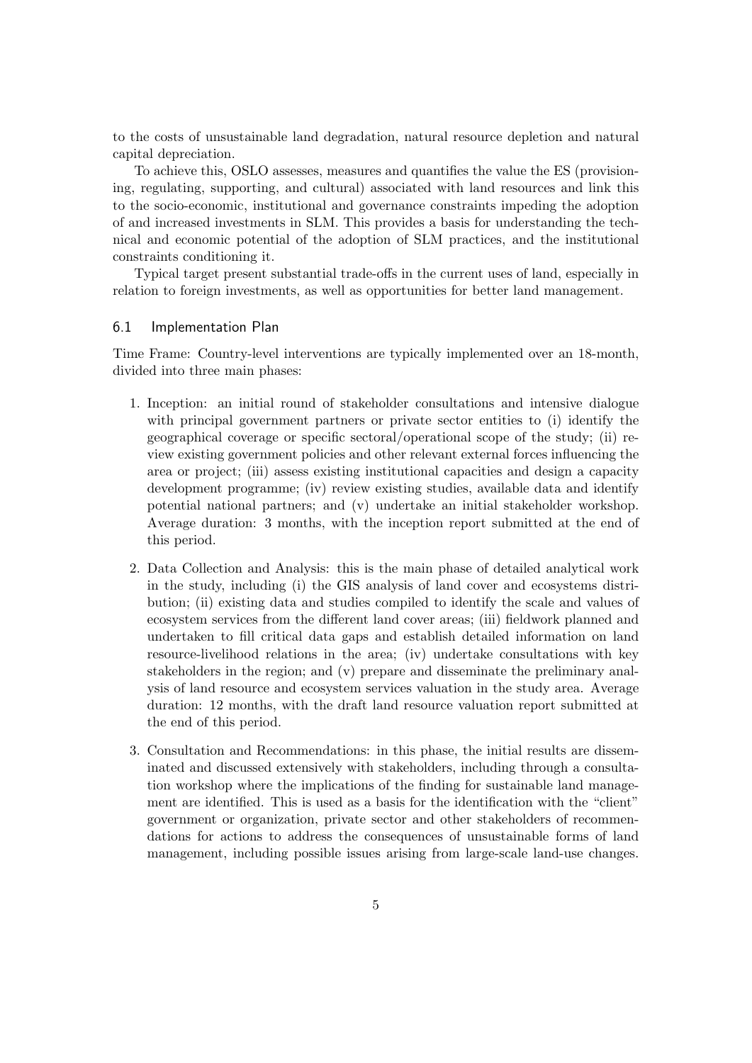to the costs of unsustainable land degradation, natural resource depletion and natural capital depreciation.

To achieve this, OSLO assesses, measures and quantifies the value the ES (provisioning, regulating, supporting, and cultural) associated with land resources and link this to the socio-economic, institutional and governance constraints impeding the adoption of and increased investments in SLM. This provides a basis for understanding the technical and economic potential of the adoption of SLM practices, and the institutional constraints conditioning it.

Typical target present substantial trade-offs in the current uses of land, especially in relation to foreign investments, as well as opportunities for better land management.

### 6.1 Implementation Plan

Time Frame: Country-level interventions are typically implemented over an 18-month, divided into three main phases:

1. Inception: an initial round of stakeholder consultations and intensive dialogue with principal government partners or private sector entities to (i) identify the geographical coverage or specific sectoral/operational scope of the study; (ii) review existing government policies and other relevant external forces influencing the area or project; (iii) assess existing institutional capacities and design a capacity development programme; (iv) review existing studies, available data and identify potential national partners; and (v) undertake an initial stakeholder workshop. Average duration: 3 months, with the inception report submitted at the end of this period.

2. Data Collection and Analysis: this is the main phase of detailed analytical work in the study, including (i) the GIS analysis of land cover and ecosystems distribution; (ii) existing data and studies compiled to identify the scale and values of ecosystem services from the different land cover areas; (iii) fieldwork planned and undertaken to fill critical data gaps and establish detailed information on land resource-livelihood relations in the area; (iv) undertake consultations with key stakeholders in the region; and (v) prepare and disseminate the preliminary analysis of land resource and ecosystem services valuation in the study area. Average duration: 12 months, with the draft land resource valuation report submitted at the end of this period.

3. Consultation and Recommendations: in this phase, the initial results are disseminated and discussed extensively with stakeholders, including through a consultation workshop where the implications of the finding for sustainable land management are identified. This is used as a basis for the identification with the "client" government or organization, private sector and other stakeholders of recommendations for actions to address the consequences of unsustainable forms of land management, including possible issues arising from large-scale land-use changes.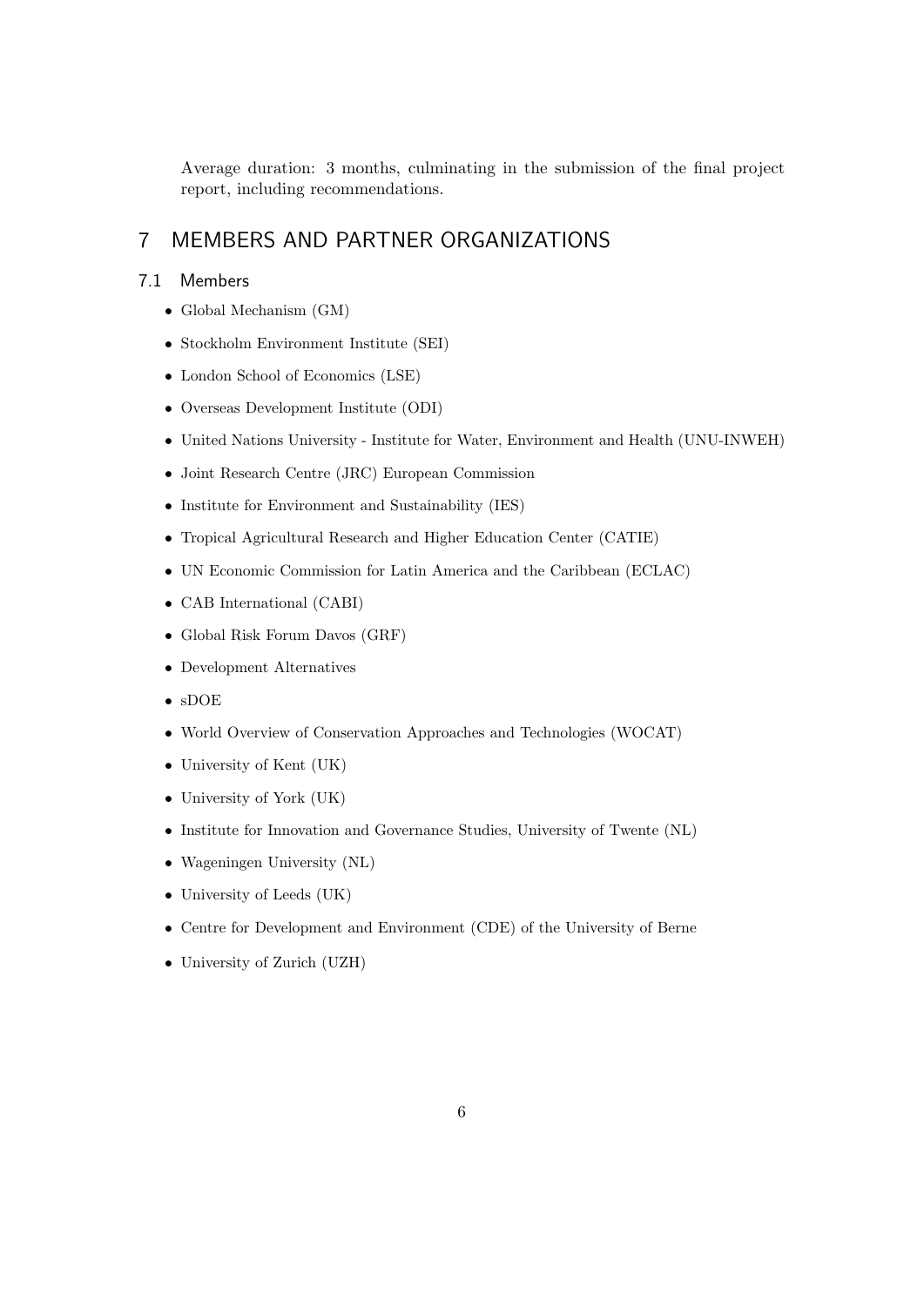Average duration: 3 months, culminating in the submission of the final project report, including recommendations.

# 7 MEMBERS AND PARTNER ORGANIZATIONS

## 7.1 Members

- Global Mechanism (GM)
- Stockholm Environment Institute (SEI)
- London School of Economics (LSE)
- Overseas Development Institute (ODI)
- United Nations University - Institute for Water, Environment and Health (UNU-INWEH)
- Joint Research Centre (JRC) European Commission
- Institute for Environment and Sustainability (IES)
- Tropical Agricultural Research and Higher Education Center (CATIE)
- UN Economic Commission for Latin America and the Caribbean (ECLAC)
- CAB International (CABI)
- Global Risk Forum Davos (GRF)
- Development Alternatives
- sDOE
- World Overview of Conservation Approaches and Technologies (WOCAT)
- University of Kent (UK)
- University of York (UK)
- Institute for Innovation and Governance Studies, University of Twente (NL)
- Wageningen University (NL)
- University of Leeds (UK)
- Centre for Development and Environment (CDE) of the University of Berne
- University of Zurich (UZH)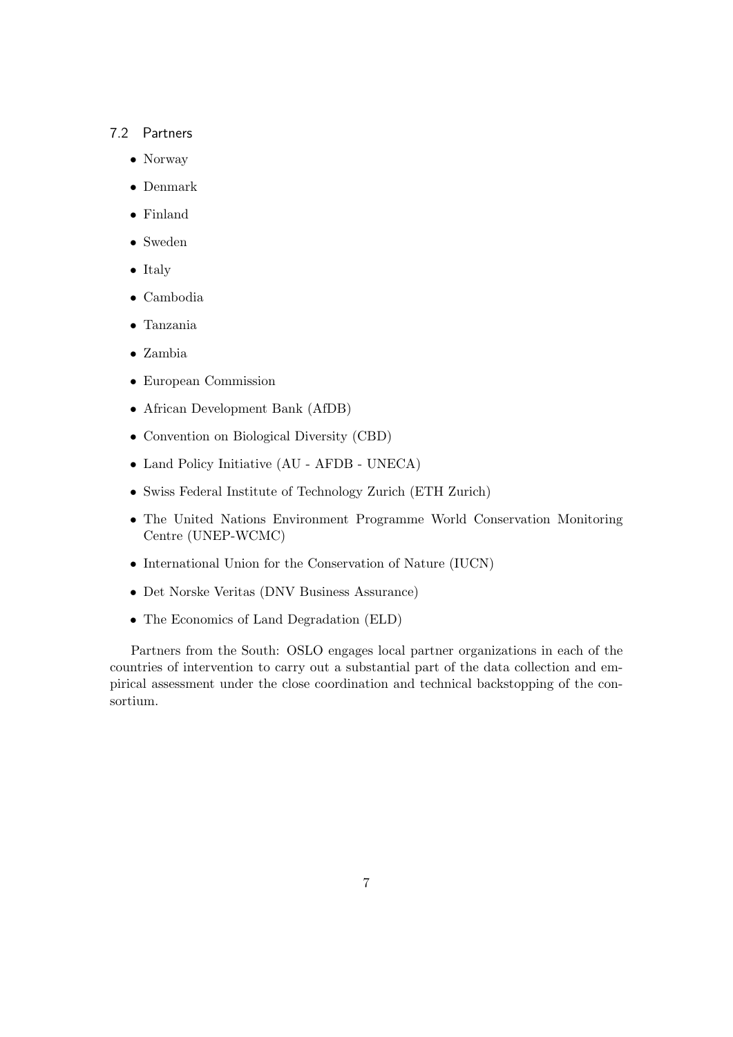### 7.2 Partners

- Norway
- Denmark
- Finland
- Sweden
- Italy
- Cambodia
- Tanzania
- Zambia
- European Commission
- African Development Bank (AfDB)
- Convention on Biological Diversity (CBD)
- Land Policy Initiative (AU - AFDB - UNECA)
- Swiss Federal Institute of Technology Zurich (ETH Zurich)
- The United Nations Environment Programme World Conservation Monitoring Centre (UNEP-WCMC)
- International Union for the Conservation of Nature (IUCN)
- Det Norske Veritas (DNV Business Assurance)
- The Economics of Land Degradation (ELD)

Partners from the South: OSLO engages local partner organizations in each of the countries of intervention to carry out a substantial part of the data collection and empirical assessment under the close coordination and technical backstopping of the consortium.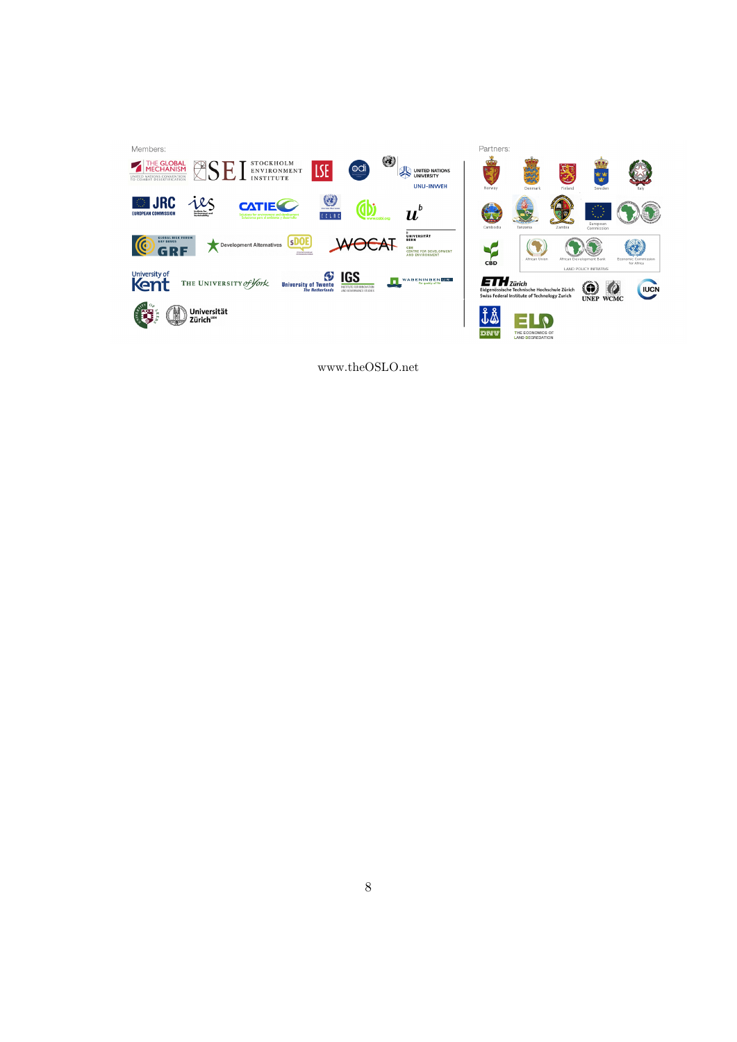Members:

THE GLOBAL MECHANISM UNITED NATIONS CONVENTION TO COMBAT DESERTIFICATION

SEI STOCKHOLM ENVIRONMENT INSTITUTE

LSE

odi

UNITED NATIONS UNIVERSITY UNU-INWEH

JRC EUROPEAN COMMISSION

ies

CATIE

ECLAC

cabi

UNIVERSITÄT BERN CDE CENTRE FOR DEVELOPMENT AND ENVIRONMENT

GLOBAL RISK FORUM GRF DAVOS

Development Alternatives

sDOE

WOCAT

University of Kent

THE UNIVERSITY of York

University of Twente The Netherlands

IGS

WAGENINGEN UR For quality of life

University of Leeds

Universität Zürich

Partners:

Norway

Denmark

Finland

Sweden

Italy

Cambodia

Tanzania

Zambia

European Commission

CBD

African Union

African Development Bank

Economic Commission for Africa

LAND POLICY INITIATIVE

ETH Zürich Eidgenössische Technische Hochschule Zürich Swiss Federal Institute of Technology Zurich

UNEP WCMC

IUCN

DNV

ELD THE ECONOMICS OF LAND DEGRADATION

www.theOSLO.net